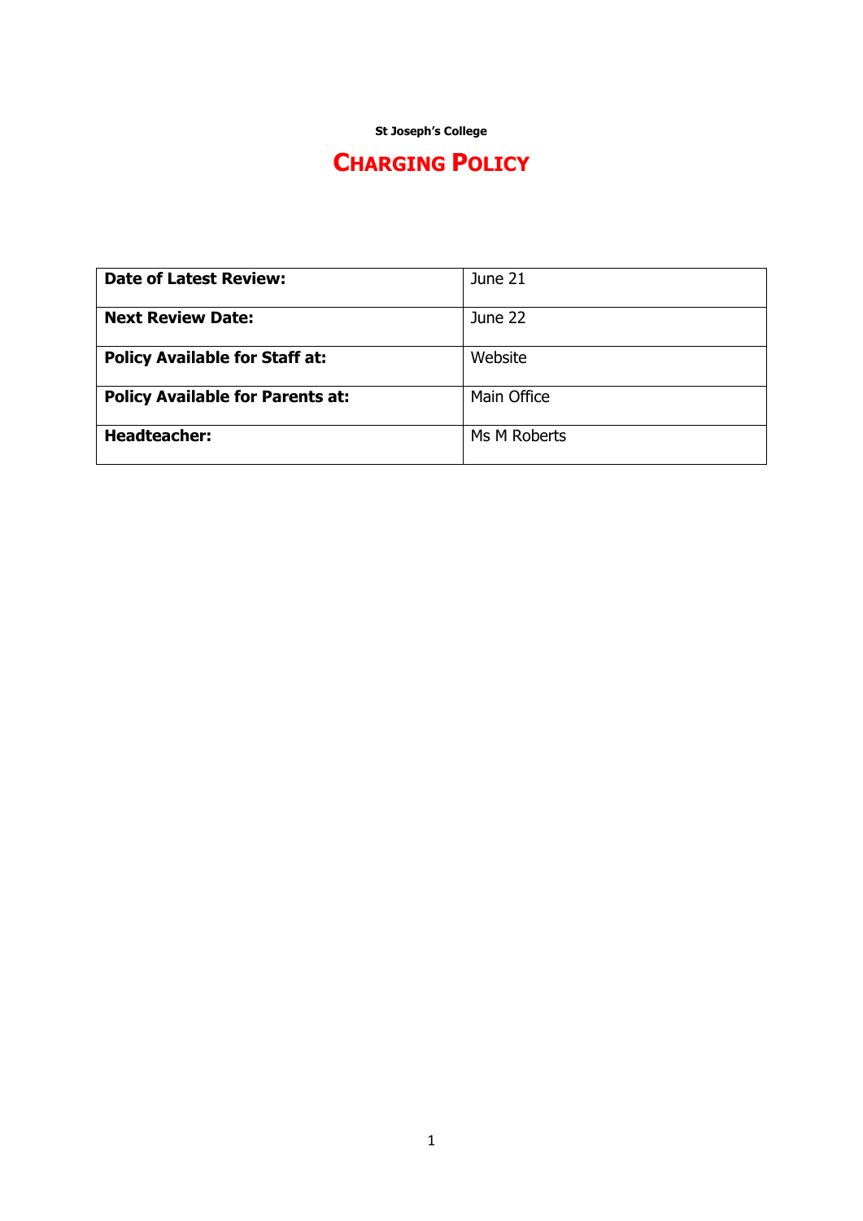**St Joseph's College**

# CHARGING POLICY

| | |
|---|---|
| **Date of Latest Review:** | June 21 |
| **Next Review Date:** | June 22 |
| **Policy Available for Staff at:** | Website |
| **Policy Available for Parents at:** | Main Office |
| **Headteacher:** | Ms M Roberts |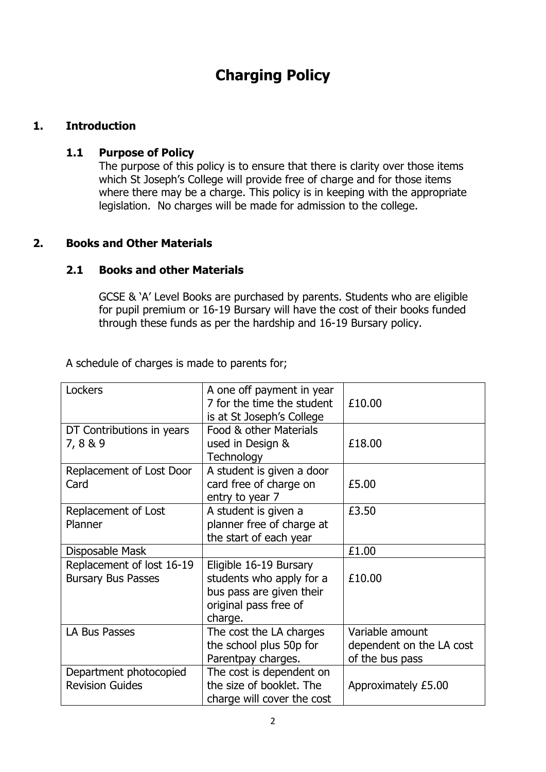# Charging Policy

## 1. Introduction

### 1.1 Purpose of Policy

The purpose of this policy is to ensure that there is clarity over those items which St Joseph's College will provide free of charge and for those items where there may be a charge. This policy is in keeping with the appropriate legislation. No charges will be made for admission to the college.

## 2. Books and Other Materials

### 2.1 Books and other Materials

GCSE & 'A' Level Books are purchased by parents. Students who are eligible for pupil premium or 16-19 Bursary will have the cost of their books funded through these funds as per the hardship and 16-19 Bursary policy.

A schedule of charges is made to parents for;

| Lockers | A one off payment in year 7 for the time the student is at St Joseph's College | £10.00 |
|---|---|---|
| DT Contributions in years 7, 8 & 9 | Food & other Materials used in Design & Technology | £18.00 |
| Replacement of Lost Door Card | A student is given a door card free of charge on entry to year 7 | £5.00 |
| Replacement of Lost Planner | A student is given a planner free of charge at the start of each year | £3.50 |
| Disposable Mask | | £1.00 |
| Replacement of lost 16-19 Bursary Bus Passes | Eligible 16-19 Bursary students who apply for a bus pass are given their original pass free of charge. | £10.00 |
| LA Bus Passes | The cost the LA charges the school plus 50p for Parentpay charges. | Variable amount dependent on the LA cost of the bus pass |
| Department photocopied Revision Guides | The cost is dependent on the size of booklet. The charge will cover the cost | Approximately £5.00 |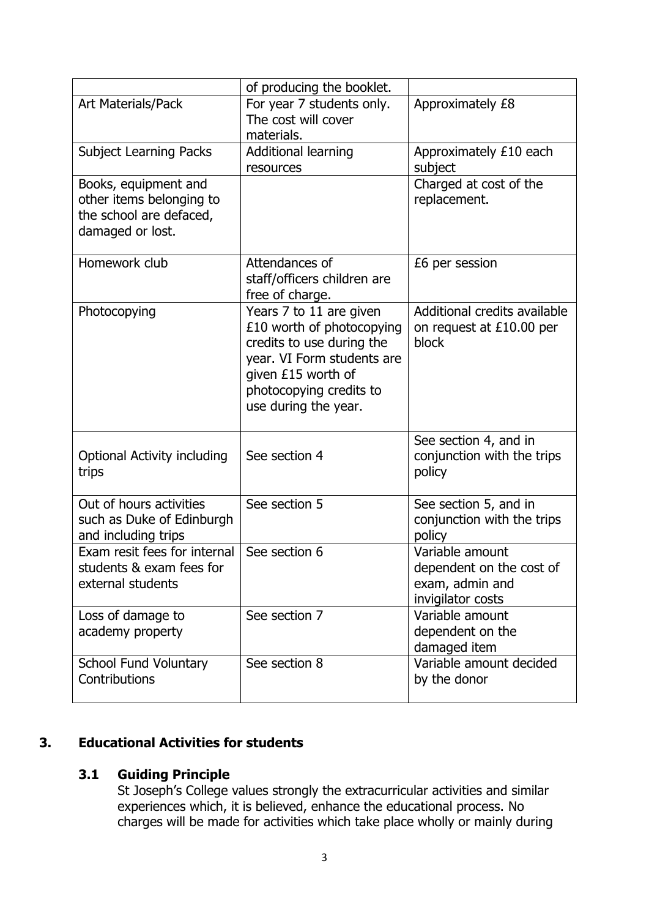| | of producing the booklet. | |
|---|---|---|
| Art Materials/Pack | For year 7 students only. The cost will cover materials. | Approximately £8 |
| Subject Learning Packs | Additional learning resources | Approximately £10 each subject |
| Books, equipment and other items belonging to the school are defaced, damaged or lost. | | Charged at cost of the replacement. |
| Homework club | Attendances of staff/officers children are free of charge. | £6 per session |
| Photocopying | Years 7 to 11 are given £10 worth of photocopying credits to use during the year. VI Form students are given £15 worth of photocopying credits to use during the year. | Additional credits available on request at £10.00 per block |
| Optional Activity including trips | See section 4 | See section 4, and in conjunction with the trips policy |
| Out of hours activities such as Duke of Edinburgh and including trips | See section 5 | See section 5, and in conjunction with the trips policy |
| Exam resit fees for internal students & exam fees for external students | See section 6 | Variable amount dependent on the cost of exam, admin and invigilator costs |
| Loss of damage to academy property | See section 7 | Variable amount dependent on the damaged item |
| School Fund Voluntary Contributions | See section 8 | Variable amount decided by the donor |

## 3. Educational Activities for students

### 3.1 Guiding Principle

St Joseph's College values strongly the extracurricular activities and similar experiences which, it is believed, enhance the educational process. No charges will be made for activities which take place wholly or mainly during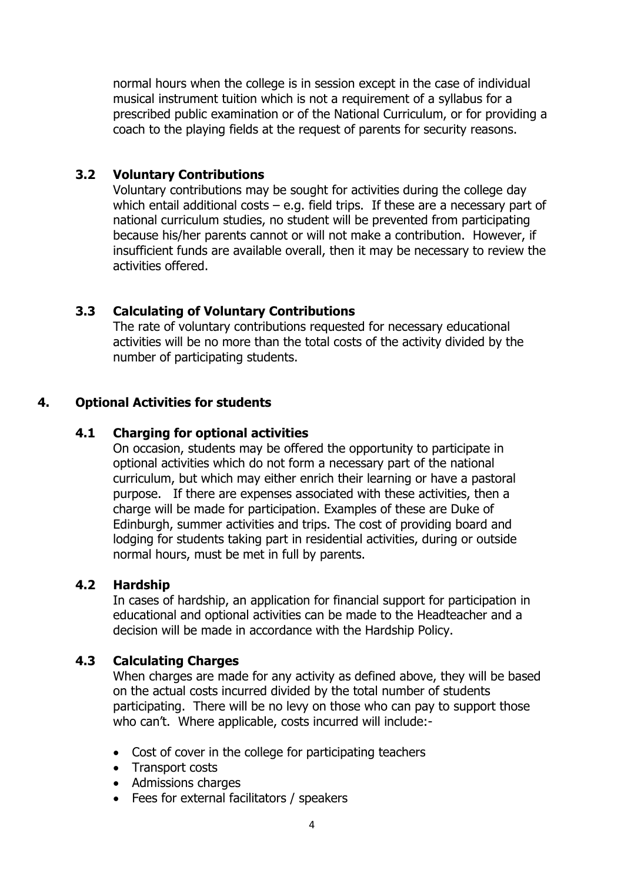normal hours when the college is in session except in the case of individual musical instrument tuition which is not a requirement of a syllabus for a prescribed public examination or of the National Curriculum, or for providing a coach to the playing fields at the request of parents for security reasons.

### 3.2 Voluntary Contributions

Voluntary contributions may be sought for activities during the college day which entail additional costs – e.g. field trips. If these are a necessary part of national curriculum studies, no student will be prevented from participating because his/her parents cannot or will not make a contribution. However, if insufficient funds are available overall, then it may be necessary to review the activities offered.

### 3.3 Calculating of Voluntary Contributions

The rate of voluntary contributions requested for necessary educational activities will be no more than the total costs of the activity divided by the number of participating students.

## 4. Optional Activities for students

### 4.1 Charging for optional activities

On occasion, students may be offered the opportunity to participate in optional activities which do not form a necessary part of the national curriculum, but which may either enrich their learning or have a pastoral purpose. If there are expenses associated with these activities, then a charge will be made for participation. Examples of these are Duke of Edinburgh, summer activities and trips. The cost of providing board and lodging for students taking part in residential activities, during or outside normal hours, must be met in full by parents.

### 4.2 Hardship

In cases of hardship, an application for financial support for participation in educational and optional activities can be made to the Headteacher and a decision will be made in accordance with the Hardship Policy.

### 4.3 Calculating Charges

When charges are made for any activity as defined above, they will be based on the actual costs incurred divided by the total number of students participating. There will be no levy on those who can pay to support those who can't. Where applicable, costs incurred will include:-

- Cost of cover in the college for participating teachers
- Transport costs
- Admissions charges
- Fees for external facilitators / speakers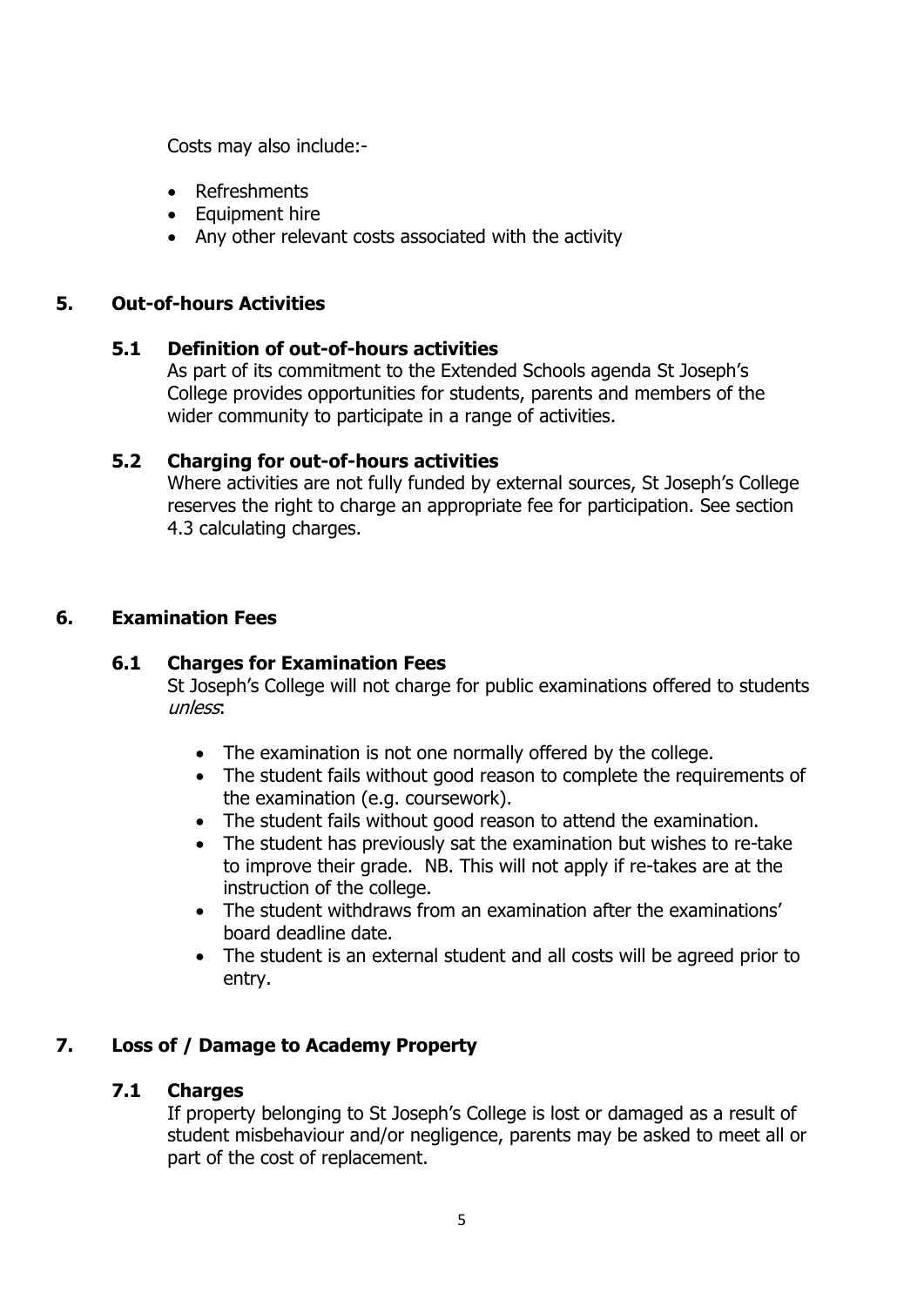Costs may also include:-

- Refreshments
- Equipment hire
- Any other relevant costs associated with the activity

## 5. Out-of-hours Activities

### 5.1 Definition of out-of-hours activities

As part of its commitment to the Extended Schools agenda St Joseph's College provides opportunities for students, parents and members of the wider community to participate in a range of activities.

### 5.2 Charging for out-of-hours activities

Where activities are not fully funded by external sources, St Joseph's College reserves the right to charge an appropriate fee for participation. See section 4.3 calculating charges.

## 6. Examination Fees

### 6.1 Charges for Examination Fees

St Joseph's College will not charge for public examinations offered to students *unless*:

- The examination is not one normally offered by the college.
- The student fails without good reason to complete the requirements of the examination (e.g. coursework).
- The student fails without good reason to attend the examination.
- The student has previously sat the examination but wishes to re-take to improve their grade. NB. This will not apply if re-takes are at the instruction of the college.
- The student withdraws from an examination after the examinations' board deadline date.
- The student is an external student and all costs will be agreed prior to entry.

## 7. Loss of / Damage to Academy Property

### 7.1 Charges

If property belonging to St Joseph's College is lost or damaged as a result of student misbehaviour and/or negligence, parents may be asked to meet all or part of the cost of replacement.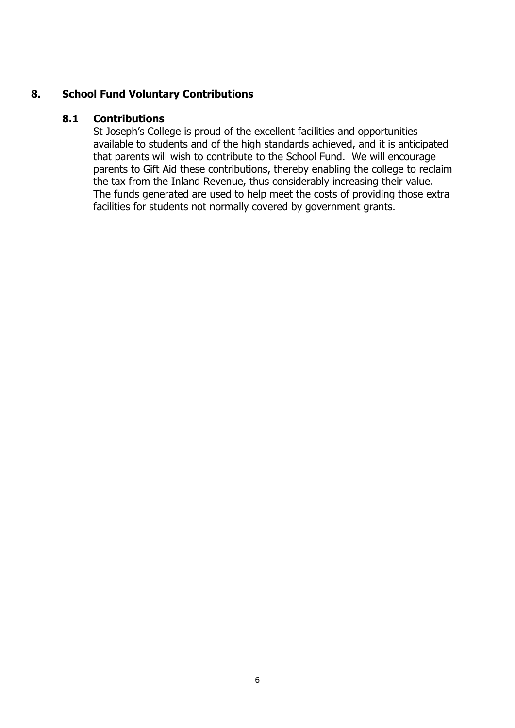## 8. School Fund Voluntary Contributions

### 8.1 Contributions

St Joseph's College is proud of the excellent facilities and opportunities available to students and of the high standards achieved, and it is anticipated that parents will wish to contribute to the School Fund. We will encourage parents to Gift Aid these contributions, thereby enabling the college to reclaim the tax from the Inland Revenue, thus considerably increasing their value. The funds generated are used to help meet the costs of providing those extra facilities for students not normally covered by government grants.